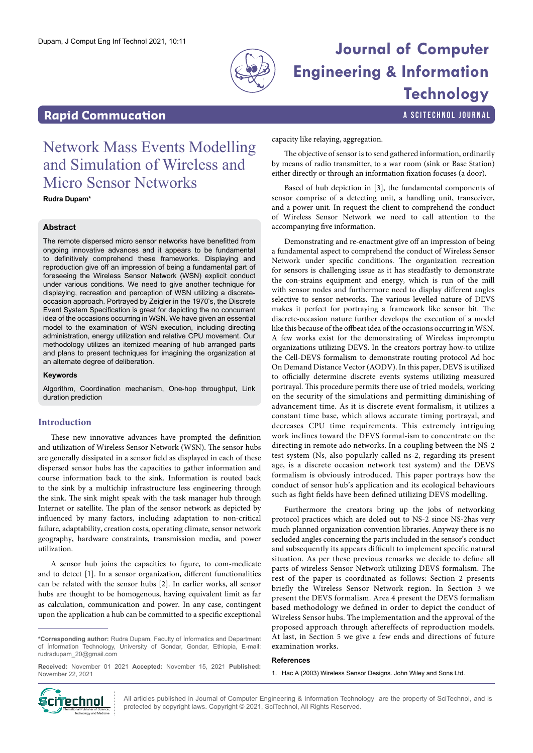**Rapid Commucation**

# Network Mass Events Modelling and Simulation of Wireless and Micro Sensor Networks

**Rudra Dupam***

### Abstract

The remote dispersed micro sensor networks have benefitted from ongoing innovative advances and it appears to be fundamental to definitively comprehend these frameworks. Displaying and reproduction give off an impression of being a fundamental part of foreseeing the Wireless Sensor Network (WSN) explicit conduct under various conditions. We need to give another technique for displaying, recreation and perception of WSN utilizing a discrete-occasion approach. Portrayed by Zeigler in the 1970's, the Discrete Event System Specification is great for depicting the no concurrent idea of the occasions occurring in WSN. We have given an essential model to the examination of WSN execution, including directing administration, energy utilization and relative CPU movement. Our methodology utilizes an itemized meaning of hub arranged parts and plans to present techniques for imagining the organization at an alternate degree of deliberation.

### Keywords

Algorithm, Coordination mechanism, One-hop throughput, Link duration prediction

## Introduction

These new innovative advances have prompted the definition and utilization of Wireless Sensor Network (WSN). The sensor hubs are generally dissipated in a sensor field as displayed in each of these dispersed sensor hubs has the capacities to gather information and course information back to the sink. Information is routed back to the sink by a multichip infrastructure less engineering through the sink. The sink might speak with the task manager hub through Internet or satellite. The plan of the sensor network as depicted by influenced by many factors, including adaptation to non-critical failure, adaptability, creation costs, operating climate, sensor network geography, hardware constraints, transmission media, and power utilization.

A sensor hub joins the capacities to figure, to com-medicate and to detect [1]. In a sensor organization, different functionalities can be related with the sensor hubs [2]. In earlier works, all sensor hubs are thought to be homogenous, having equivalent limit as far as calculation, communication and power. In any case, contingent upon the application a hub can be committed to a specific exceptional capacity like relaying, aggregation.

The objective of sensor is to send gathered information, ordinarily by means of radio transmitter, to a war room (sink or Base Station) either directly or through an information fixation focuses (a door).

Based of hub depiction in [3], the fundamental components of sensor comprise of a detecting unit, a handling unit, transceiver, and a power unit. In request the client to comprehend the conduct of Wireless Sensor Network we need to call attention to the accompanying five information.

Demonstrating and re-enactment give off an impression of being a fundamental aspect to comprehend the conduct of Wireless Sensor Network under specific conditions. The organization recreation for sensors is challenging issue as it has steadfastly to demonstrate the con-strains equipment and energy, which is run of the mill with sensor nodes and furthermore need to display different angles selective to sensor networks. The various levelled nature of DEVS makes it perfect for portraying a framework like sensor bit. The discrete-occasion nature further develops the execution of a model like this because of the offbeat idea of the occasions occurring in WSN. A few works exist for the demonstrating of Wireless impromptu organizations utilizing DEVS. In the creators portray how-to utilize the Cell-DEVS formalism to demonstrate routing protocol Ad hoc On Demand Distance Vector (AODV). In this paper, DEVS is utilized to officially determine discrete events systems utilizing measured portrayal. This procedure permits there use of tried models, working on the security of the simulations and permitting diminishing of advancement time. As it is discrete event formalism, it utilizes a constant time base, which allows accurate timing portrayal, and decreases CPU time requirements. This extremely intriguing work inclines toward the DEVS formal-ism to concentrate on the directing in remote ado networks. In a coupling between the NS-2 test system (Ns, also popularly called ns-2, regarding its present age, is a discrete occasion network test system) and the DEVS formalism is obviously introduced. This paper portrays how the conduct of sensor hub's application and its ecological behaviours such as fight fields have been defined utilizing DEVS modelling.

Furthermore the creators bring up the jobs of networking protocol practices which are doled out to NS-2 since NS-2has very much planned organization convention libraries. Anyway there is no secluded angles concerning the parts included in the sensor's conduct and subsequently its appears difficult to implement specific natural situation. As per these previous remarks we decide to define all parts of wireless Sensor Network utilizing DEVS formalism. The rest of the paper is coordinated as follows: Section 2 presents briefly the Wireless Sensor Network region. In Section 3 we present the DEVS formalism. Area 4 present the DEVS formalism based methodology we defined in order to depict the conduct of Wireless Sensor hubs. The implementation and the approval of the proposed approach through aftereffects of reproduction models. At last, in Section 5 we give a few ends and directions of future examination works.

### References

1. Hac A (2003) Wireless Sensor Designs. John Wiley and Sons Ltd.

---

***Corresponding author:** Rudra Dupam, Faculty of İnformatics and Department of İnformation Technology, University of Gondar, Gondar, Ethiopia, E-mail: rudradupam_20@gmail.com

**Received:** November 01 2021 **Accepted:** November 15, 2021 **Published:** November 22, 2021

All articles published in Journal of Computer Engineering & Information Technology are the property of SciTechnol, and is protected by copyright laws. Copyright © 2021, SciTechnol, All Rights Reserved.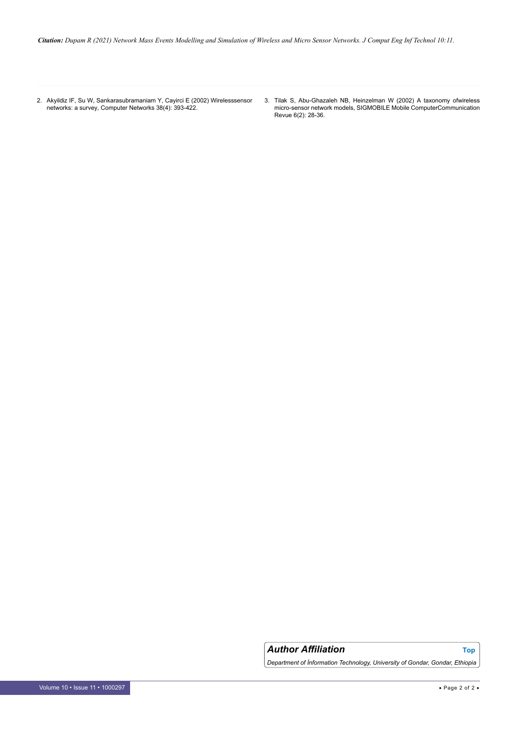2. Akyildiz IF, Su W, Sankarasubramaniam Y, Cayirci E (2002) Wirelesssensor networks: a survey, Computer Networks 38(4): 393-422.
3. Tilak S, Abu-Ghazaleh NB, Heinzelman W (2002) A taxonomy ofwireless micro-sensor network models, SIGMOBILE Mobile ComputerCommunication Revue 6(2): 28-36.

## *Author Affiliation*

*Department of İnformation Technology, University of Gondar, Gondar, Ethiopia*